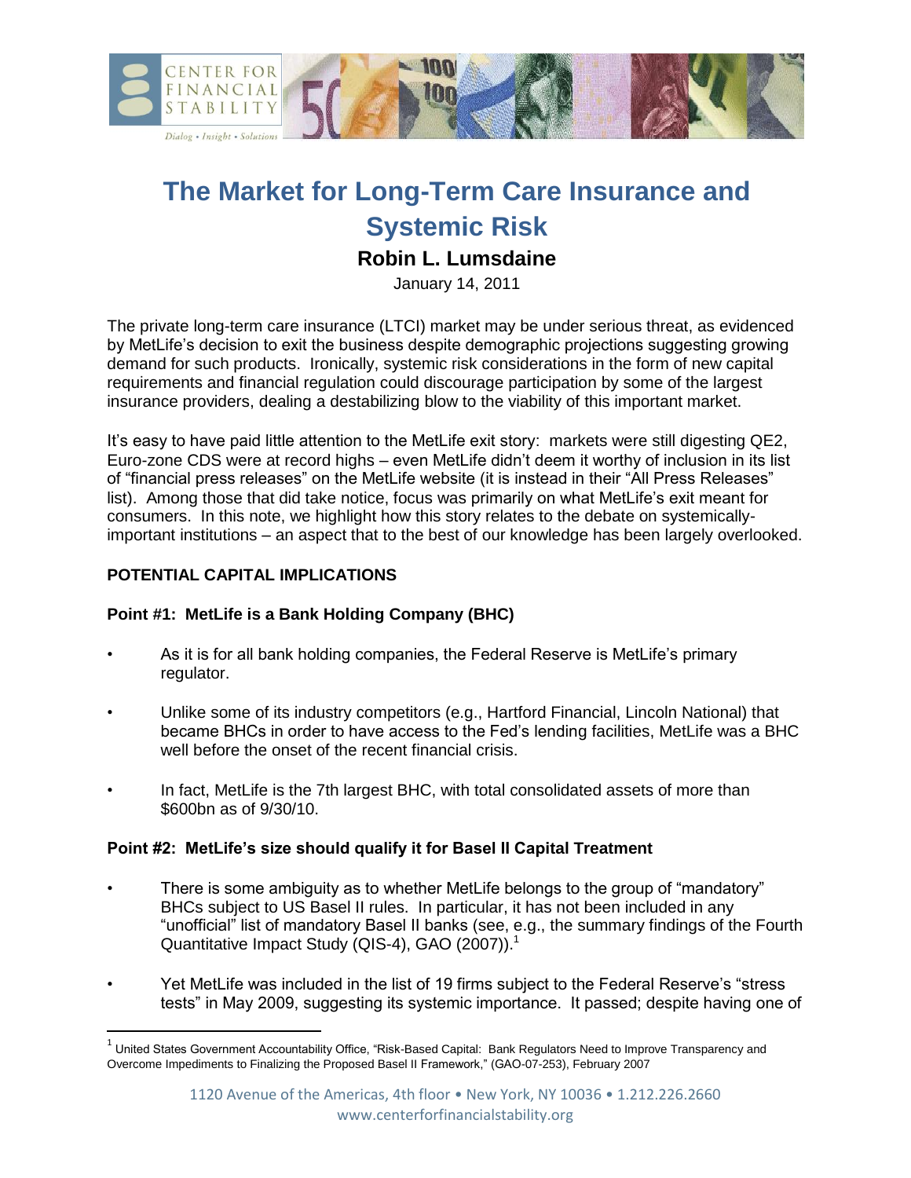# The Market for Long-Term Care Insurance and Systemic Risk

**Robin L. Lumsdaine**

January 14, 2011

The private long-term care insurance (LTCI) market may be under serious threat, as evidenced by MetLife's decision to exit the business despite demographic projections suggesting growing demand for such products. Ironically, systemic risk considerations in the form of new capital requirements and financial regulation could discourage participation by some of the largest insurance providers, dealing a destabilizing blow to the viability of this important market.

It's easy to have paid little attention to the MetLife exit story: markets were still digesting QE2, Euro-zone CDS were at record highs – even MetLife didn't deem it worthy of inclusion in its list of "financial press releases" on the MetLife website (it is instead in their "All Press Releases" list). Among those that did take notice, focus was primarily on what MetLife's exit meant for consumers. In this note, we highlight how this story relates to the debate on systemically-important institutions – an aspect that to the best of our knowledge has been largely overlooked.

## POTENTIAL CAPITAL IMPLICATIONS

### Point #1: MetLife is a Bank Holding Company (BHC)

- As it is for all bank holding companies, the Federal Reserve is MetLife's primary regulator.
- Unlike some of its industry competitors (e.g., Hartford Financial, Lincoln National) that became BHCs in order to have access to the Fed's lending facilities, MetLife was a BHC well before the onset of the recent financial crisis.
- In fact, MetLife is the 7th largest BHC, with total consolidated assets of more than $600bn as of 9/30/10.

### Point #2: MetLife's size should qualify it for Basel II Capital Treatment

- There is some ambiguity as to whether MetLife belongs to the group of "mandatory" BHCs subject to US Basel II rules. In particular, it has not been included in any "unofficial" list of mandatory Basel II banks (see, e.g., the summary findings of the Fourth Quantitative Impact Study (QIS-4), GAO (2007)).[1]
- Yet MetLife was included in the list of 19 firms subject to the Federal Reserve's "stress tests" in May 2009, suggesting its systemic importance. It passed; despite having one of

[1] United States Government Accountability Office, "Risk-Based Capital: Bank Regulators Need to Improve Transparency and Overcome Impediments to Finalizing the Proposed Basel II Framework," (GAO-07-253), February 2007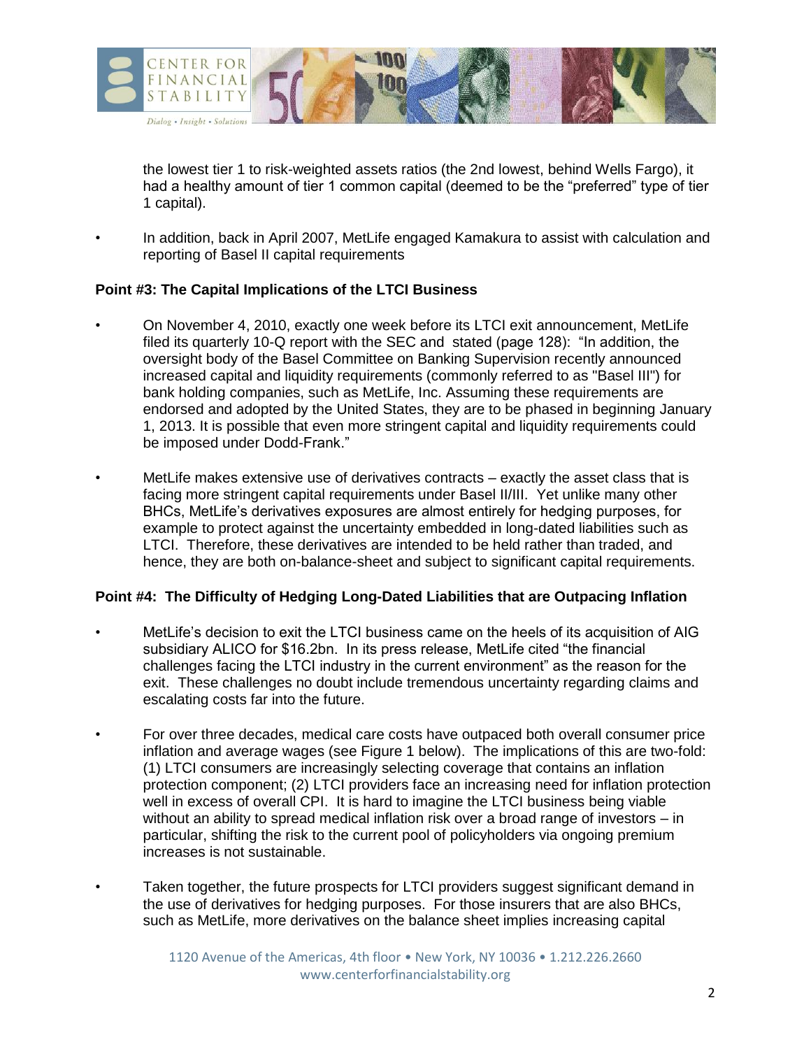the lowest tier 1 to risk-weighted assets ratios (the 2nd lowest, behind Wells Fargo), it had a healthy amount of tier 1 common capital (deemed to be the "preferred" type of tier 1 capital).

- In addition, back in April 2007, MetLife engaged Kamakura to assist with calculation and reporting of Basel II capital requirements

**Point #3: The Capital Implications of the LTCI Business**

- On November 4, 2010, exactly one week before its LTCI exit announcement, MetLife filed its quarterly 10-Q report with the SEC and stated (page 128): "In addition, the oversight body of the Basel Committee on Banking Supervision recently announced increased capital and liquidity requirements (commonly referred to as "Basel III") for bank holding companies, such as MetLife, Inc. Assuming these requirements are endorsed and adopted by the United States, they are to be phased in beginning January 1, 2013. It is possible that even more stringent capital and liquidity requirements could be imposed under Dodd-Frank."

- MetLife makes extensive use of derivatives contracts – exactly the asset class that is facing more stringent capital requirements under Basel II/III. Yet unlike many other BHCs, MetLife's derivatives exposures are almost entirely for hedging purposes, for example to protect against the uncertainty embedded in long-dated liabilities such as LTCI. Therefore, these derivatives are intended to be held rather than traded, and hence, they are both on-balance-sheet and subject to significant capital requirements.

**Point #4: The Difficulty of Hedging Long-Dated Liabilities that are Outpacing Inflation**

- MetLife's decision to exit the LTCI business came on the heels of its acquisition of AIG subsidiary ALICO for $16.2bn. In its press release, MetLife cited "the financial challenges facing the LTCI industry in the current environment" as the reason for the exit. These challenges no doubt include tremendous uncertainty regarding claims and escalating costs far into the future.

- For over three decades, medical care costs have outpaced both overall consumer price inflation and average wages (see Figure 1 below). The implications of this are two-fold: (1) LTCI consumers are increasingly selecting coverage that contains an inflation protection component; (2) LTCI providers face an increasing need for inflation protection well in excess of overall CPI. It is hard to imagine the LTCI business being viable without an ability to spread medical inflation risk over a broad range of investors – in particular, shifting the risk to the current pool of policyholders via ongoing premium increases is not sustainable.

- Taken together, the future prospects for LTCI providers suggest significant demand in the use of derivatives for hedging purposes. For those insurers that are also BHCs, such as MetLife, more derivatives on the balance sheet implies increasing capital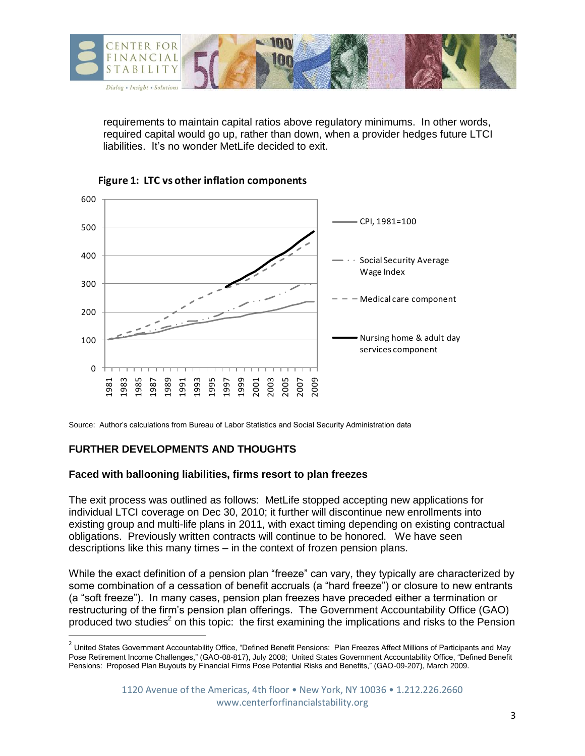requirements to maintain capital ratios above regulatory minimums. In other words, required capital would go up, rather than down, when a provider hedges future LTCI liabilities. It's no wonder MetLife decided to exit.

**Figure 1: LTC vs other inflation components**

Source: Author's calculations from Bureau of Labor Statistics and Social Security Administration data

## FURTHER DEVELOPMENTS AND THOUGHTS

### Faced with ballooning liabilities, firms resort to plan freezes

The exit process was outlined as follows: MetLife stopped accepting new applications for individual LTCI coverage on Dec 30, 2010; it further will discontinue new enrollments into existing group and multi-life plans in 2011, with exact timing depending on existing contractual obligations. Previously written contracts will continue to be honored. We have seen descriptions like this many times – in the context of frozen pension plans.

While the exact definition of a pension plan "freeze" can vary, they typically are characterized by some combination of a cessation of benefit accruals (a "hard freeze") or closure to new entrants (a "soft freeze"). In many cases, pension plan freezes have preceded either a termination or restructuring of the firm's pension plan offerings. The Government Accountability Office (GAO) produced two studies[2] on this topic: the first examining the implications and risks to the Pension

[2] United States Government Accountability Office, "Defined Benefit Pensions: Plan Freezes Affect Millions of Participants and May Pose Retirement Income Challenges," (GAO-08-817), July 2008; United States Government Accountability Office, "Defined Benefit Pensions: Proposed Plan Buyouts by Financial Firms Pose Potential Risks and Benefits," (GAO-09-207), March 2009.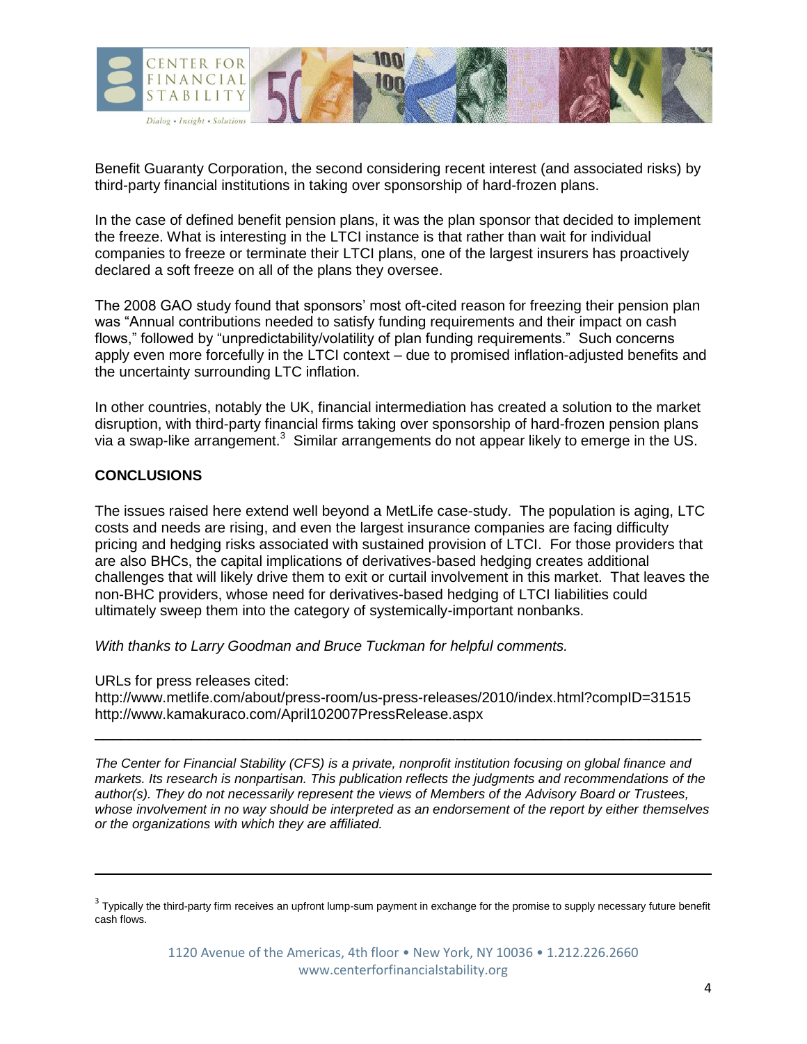Benefit Guaranty Corporation, the second considering recent interest (and associated risks) by third-party financial institutions in taking over sponsorship of hard-frozen plans.

In the case of defined benefit pension plans, it was the plan sponsor that decided to implement the freeze. What is interesting in the LTCI instance is that rather than wait for individual companies to freeze or terminate their LTCI plans, one of the largest insurers has proactively declared a soft freeze on all of the plans they oversee.

The 2008 GAO study found that sponsors' most oft-cited reason for freezing their pension plan was "Annual contributions needed to satisfy funding requirements and their impact on cash flows," followed by "unpredictability/volatility of plan funding requirements." Such concerns apply even more forcefully in the LTCI context – due to promised inflation-adjusted benefits and the uncertainty surrounding LTC inflation.

In other countries, notably the UK, financial intermediation has created a solution to the market disruption, with third-party financial firms taking over sponsorship of hard-frozen pension plans via a swap-like arrangement.[3] Similar arrangements do not appear likely to emerge in the US.

## CONCLUSIONS

The issues raised here extend well beyond a MetLife case-study. The population is aging, LTC costs and needs are rising, and even the largest insurance companies are facing difficulty pricing and hedging risks associated with sustained provision of LTCI. For those providers that are also BHCs, the capital implications of derivatives-based hedging creates additional challenges that will likely drive them to exit or curtail involvement in this market. That leaves the non-BHC providers, whose need for derivatives-based hedging of LTCI liabilities could ultimately sweep them into the category of systemically-important nonbanks.

*With thanks to Larry Goodman and Bruce Tuckman for helpful comments.*

URLs for press releases cited:
http://www.metlife.com/about/press-room/us-press-releases/2010/index.html?compID=31515
http://www.kamakuraco.com/April102007PressRelease.aspx

---

*The Center for Financial Stability (CFS) is a private, nonprofit institution focusing on global finance and markets. Its research is nonpartisan. This publication reflects the judgments and recommendations of the author(s). They do not necessarily represent the views of Members of the Advisory Board or Trustees, whose involvement in no way should be interpreted as an endorsement of the report by either themselves or the organizations with which they are affiliated.*

---

[3] Typically the third-party firm receives an upfront lump-sum payment in exchange for the promise to supply necessary future benefit cash flows.